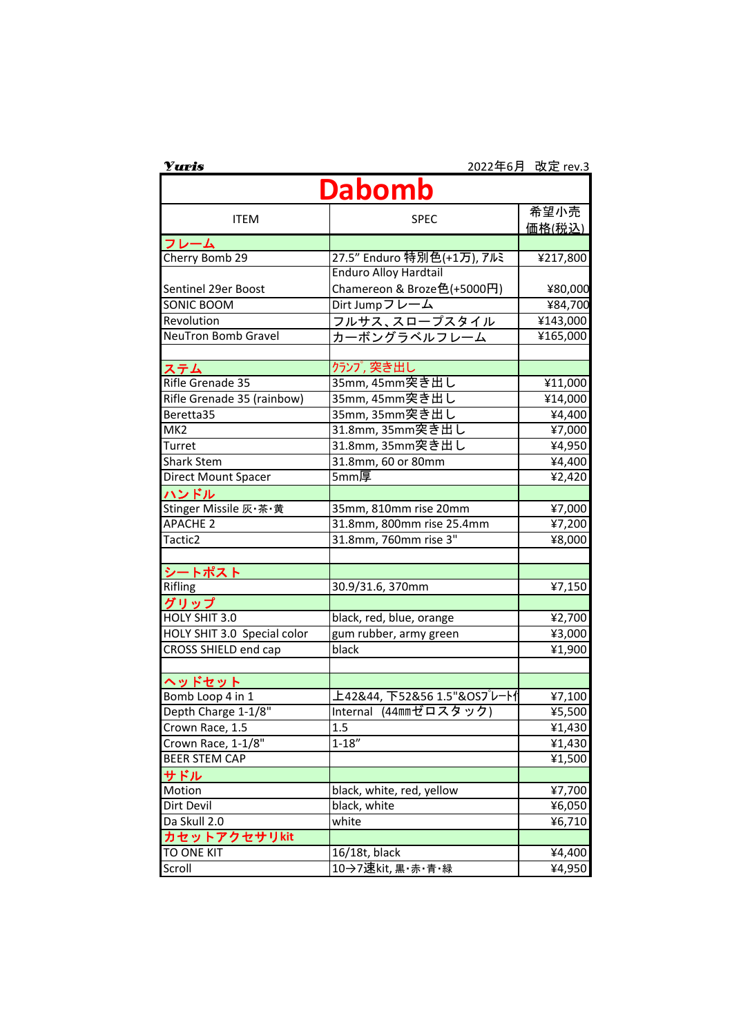Yuris　　2022年6月　改定 rev.3

# Dabomb

| ITEM | SPEC | 希望小売価格(税込) |
|---|---|---|
| **フレーム** | | |
| Cherry Bomb 29 | 27.5" Enduro 特別色(+1万), アルミ | ¥217,800 |
| Sentinel 29er Boost | Enduro Alloy Hardtail<br>Chamereon & Broze色(+5000円) | ¥80,000 |
| SONIC BOOM | Dirt Jumpフレーム | ¥84,700 |
| Revolution | フルサス、スロープスタイル | ¥143,000 |
| NeuTron Bomb Gravel | カーボングラベルフレーム | ¥165,000 |
| | | |
| **ステム** | クランプ, 突き出し | |
| Rifle Grenade 35 | 35mm, 45mm突き出し | ¥11,000 |
| Rifle Grenade 35 (rainbow) | 35mm, 45mm突き出し | ¥14,000 |
| Beretta35 | 35mm, 35mm突き出し | ¥4,400 |
| MK2 | 31.8mm, 35mm突き出し | ¥7,000 |
| Turret | 31.8mm, 35mm突き出し | ¥4,950 |
| Shark Stem | 31.8mm, 60 or 80mm | ¥4,400 |
| Direct Mount Spacer | 5mm厚 | ¥2,420 |
| **ハンドル** | | |
| Stinger Missile 灰・茶・黄 | 35mm, 810mm rise 20mm | ¥7,000 |
| APACHE 2 | 31.8mm, 800mm rise 25.4mm | ¥7,200 |
| Tactic2 | 31.8mm, 760mm rise 3" | ¥8,000 |
| | | |
| **シートポスト** | | |
| Rifling | 30.9/31.6, 370mm | ¥7,150 |
| **グリップ** | | |
| HOLY SHIT 3.0 | black, red, blue, orange | ¥2,700 |
| HOLY SHIT 3.0 Special color | gum rubber, army green | ¥3,000 |
| CROSS SHIELD end cap | black | ¥1,900 |
| | | |
| **ヘッドセット** | | |
| Bomb Loop 4 in 1 | 上42&44, 下52&56 1.5"&OSプレート付 | ¥7,100 |
| Depth Charge 1-1/8" | Internal (44㎜ゼロスタック) | ¥5,500 |
| Crown Race, 1.5 | 1.5 | ¥1,430 |
| Crown Race, 1-1/8" | 1-18" | ¥1,430 |
| BEER STEM CAP | | ¥1,500 |
| **サドル** | | |
| Motion | black, white, red, yellow | ¥7,700 |
| Dirt Devil | black, white | ¥6,050 |
| Da Skull 2.0 | white | ¥6,710 |
| **カセットアクセサリkit** | | |
| TO ONE KIT | 16/18t, black | ¥4,400 |
| Scroll | 10→7速kit, 黒・赤・青・緑 | ¥4,950 |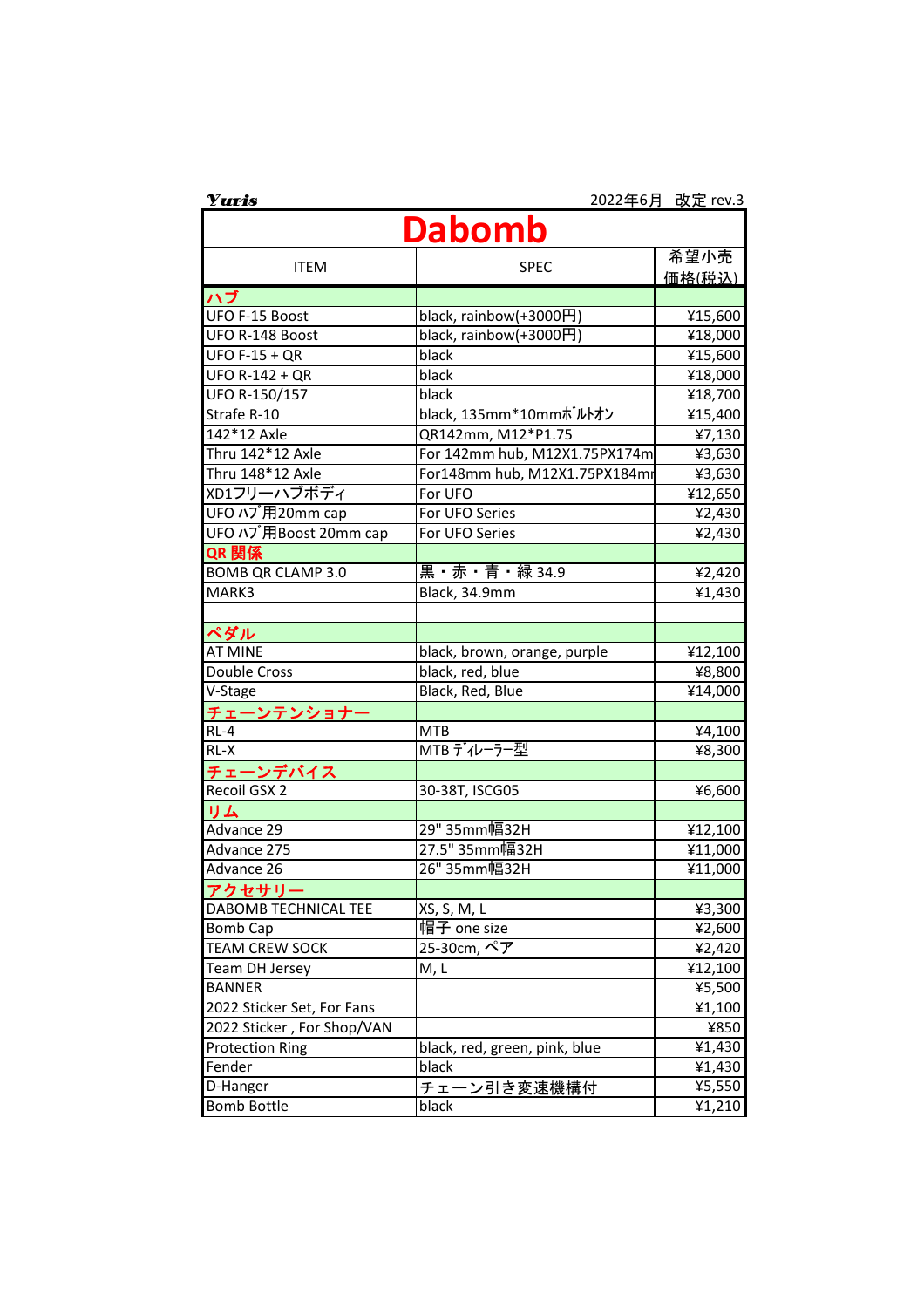Yuris　　　　2022年6月　改定 rev.3

# Dabomb

| ITEM | SPEC | 希望小売価格(税込) |
|---|---|---|
| **ハブ** | | |
| UFO F-15 Boost | black, rainbow(+3000円) | ¥15,600 |
| UFO R-148 Boost | black, rainbow(+3000円) | ¥18,000 |
| UFO F-15 + QR | black | ¥15,600 |
| UFO R-142 + QR | black | ¥18,000 |
| UFO R-150/157 | black | ¥18,700 |
| Strafe R-10 | black, 135mm*10mmﾎﾞﾙﾄｵﾝ | ¥15,400 |
| 142*12 Axle | QR142mm, M12*P1.75 | ¥7,130 |
| Thru 142*12 Axle | For 142mm hub, M12X1.75PX174m | ¥3,630 |
| Thru 148*12 Axle | For148mm hub, M12X1.75PX184mı | ¥3,630 |
| XD1フリーハブボディ | For UFO | ¥12,650 |
| UFO ﾊﾌﾞ用20mm cap | For UFO Series | ¥2,430 |
| UFO ﾊﾌﾞ用Boost 20mm cap | For UFO Series | ¥2,430 |
| **QR 関係** | | |
| BOMB QR CLAMP 3.0 | 黒・赤・青・緑 34.9 | ¥2,420 |
| MARK3 | Black, 34.9mm | ¥1,430 |
| | | |
| **ペダル** | | |
| AT MINE | black, brown, orange, purple | ¥12,100 |
| Double Cross | black, red, blue | ¥8,800 |
| V-Stage | Black, Red, Blue | ¥14,000 |
| **チェーンテンショナー** | | |
| RL-4 | MTB | ¥4,100 |
| RL-X | MTB ﾃﾞｨﾚｰﾗｰ型 | ¥8,300 |
| **チェーンデバイス** | | |
| Recoil GSX 2 | 30-38T, ISCG05 | ¥6,600 |
| **リム** | | |
| Advance 29 | 29" 35mm幅32H | ¥12,100 |
| Advance 275 | 27.5" 35mm幅32H | ¥11,000 |
| Advance 26 | 26" 35mm幅32H | ¥11,000 |
| **アクセサリー** | | |
| DABOMB TECHNICAL TEE | XS, S, M, L | ¥3,300 |
| Bomb Cap | 帽子 one size | ¥2,600 |
| TEAM CREW SOCK | 25-30cm, ペア | ¥2,420 |
| Team DH Jersey | M, L | ¥12,100 |
| BANNER | | ¥5,500 |
| 2022 Sticker Set, For Fans | | ¥1,100 |
| 2022 Sticker , For Shop/VAN | | ¥850 |
| Protection Ring | black, red, green, pink, blue | ¥1,430 |
| Fender | black | ¥1,430 |
| D-Hanger | チェーン引き変速機構付 | ¥5,550 |
| Bomb Bottle | black | ¥1,210 |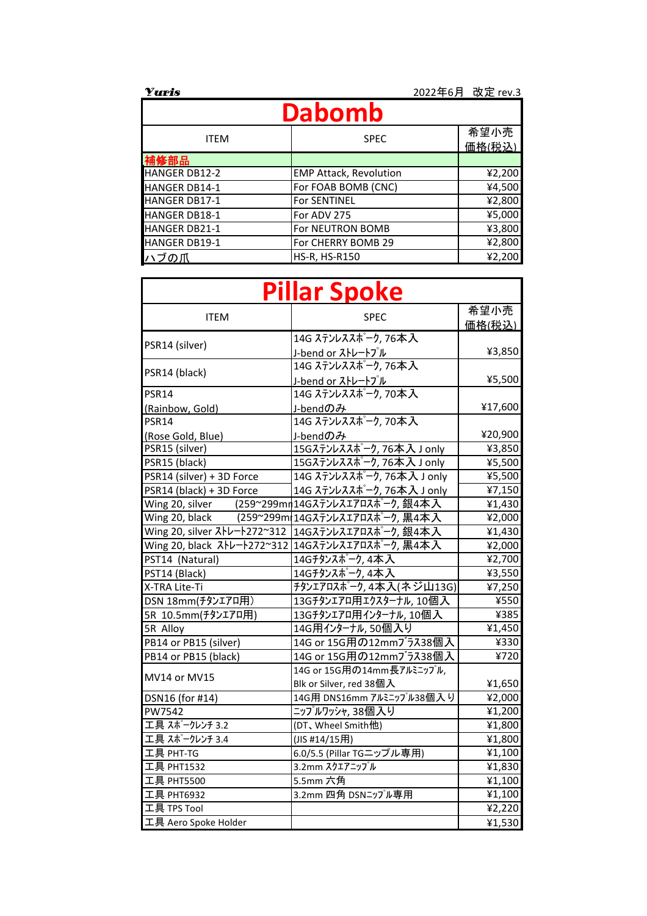*Yuris*　　2022年6月　改定 rev.3

# Dabomb

| ITEM | SPEC | 希望小売価格(税込) |
|---|---|---|
| **補修部品** | | |
| HANGER DB12-2 | EMP Attack, Revolution | ¥2,200 |
| HANGER DB14-1 | For FOAB BOMB (CNC) | ¥4,500 |
| HANGER DB17-1 | For SENTINEL | ¥2,800 |
| HANGER DB18-1 | For ADV 275 | ¥5,000 |
| HANGER DB21-1 | For NEUTRON BOMB | ¥3,800 |
| HANGER DB19-1 | For CHERRY BOMB 29 | ¥2,800 |
| ハブの爪 | HS-R, HS-R150 | ¥2,200 |

# Pillar Spoke

| ITEM | SPEC | 希望小売価格(税込) |
|---|---|---|
| PSR14 (silver) | 14G ｽﾃﾝﾚｽｽﾎﾟｰｸ, 76本入 J-bend or ｽﾄﾚｰﾄﾌﾟﾙ | ¥3,850 |
| PSR14 (black) | 14G ｽﾃﾝﾚｽｽﾎﾟｰｸ, 76本入 J-bend or ｽﾄﾚｰﾄﾌﾟﾙ | ¥5,500 |
| PSR14 (Rainbow, Gold) | 14G ｽﾃﾝﾚｽｽﾎﾟｰｸ, 70本入 J-bendのみ | ¥17,600 |
| PSR14 (Rose Gold, Blue) | 14G ｽﾃﾝﾚｽｽﾎﾟｰｸ, 70本入 J-bendのみ | ¥20,900 |
| PSR15 (silver) | 15Gｽﾃﾝﾚｽｽﾎﾟｰｸ, 76本入 J only | ¥3,850 |
| PSR15 (black) | 15Gｽﾃﾝﾚｽｽﾎﾟｰｸ, 76本入 J only | ¥5,500 |
| PSR14 (silver) + 3D Force | 14G ｽﾃﾝﾚｽｽﾎﾟｰｸ, 76本入 J only | ¥5,500 |
| PSR14 (black) + 3D Force | 14G ｽﾃﾝﾚｽｽﾎﾟｰｸ, 76本入 J only | ¥7,150 |
| Wing 20, silver (259~299mm | 14Gｽﾃﾝﾚｽｴｱﾛｽﾎﾟｰｸ, 銀4本入 | ¥1,430 |
| Wing 20, black (259~299mm | 14Gｽﾃﾝﾚｽｴｱﾛｽﾎﾟｰｸ, 黒4本入 | ¥2,000 |
| Wing 20, silver ｽﾄﾚｰﾄ272~312 | 14Gｽﾃﾝﾚｽｴｱﾛｽﾎﾟｰｸ, 銀4本入 | ¥1,430 |
| Wing 20, black ｽﾄﾚｰﾄ272~312 | 14Gｽﾃﾝﾚｽｴｱﾛｽﾎﾟｰｸ, 黒4本入 | ¥2,000 |
| PST14 (Natural) | 14Gﾁﾀﾝｽﾎﾟｰｸ, 4本入 | ¥2,700 |
| PST14 (Black) | 14Gﾁﾀﾝｽﾎﾟｰｸ, 4本入 | ¥3,550 |
| X-TRA Lite-Ti | ﾁﾀﾝｴｱﾛｽﾎﾟｰｸ, 4本入(ネジ山13G) | ¥7,250 |
| DSN 18mm(ﾁﾀﾝｴｱﾛ用) | 13Gﾁﾀﾝｴｱﾛ用ｴｸｽﾀｰﾅﾙ, 10個入 | ¥550 |
| 5R 10.5mm(ﾁﾀﾝｴｱﾛ用) | 13Gﾁﾀﾝｴｱﾛ用ｲﾝﾀｰﾅﾙ, 10個入 | ¥385 |
| 5R Alloy | 14G用ｲﾝﾀｰﾅﾙ, 50個入り | ¥1,450 |
| PB14 or PB15 (silver) | 14G or 15G用の12mmﾌﾞﾗｽ38個入 | ¥330 |
| PB14 or PB15 (black) | 14G or 15G用の12mmﾌﾞﾗｽ38個入 | ¥720 |
| MV14 or MV15 | 14G or 15G用の14mm長ｱﾙﾐﾆｯﾌﾟﾙ, Blk or Silver, red 38個入 | ¥1,650 |
| DSN16 (for #14) | 14G用 DNS16mm ｱﾙﾐﾆｯﾌﾟﾙ38個入り | ¥2,000 |
| PW7542 | ﾆｯﾌﾟﾙﾜｯｼｬ, 38個入り | ¥1,200 |
| 工具 ｽﾎﾟｰｸﾚﾝﾁ 3.2 | (DT、Wheel Smith他) | ¥1,800 |
| 工具 ｽﾎﾟｰｸﾚﾝﾁ 3.4 | (JIS #14/15用) | ¥1,800 |
| 工具 PHT-TG | 6.0/5.5 (Pillar TGニップル専用) | ¥1,100 |
| 工具 PHT1532 | 3.2mm ｽｸｴｱﾆｯﾌﾟﾙ | ¥1,830 |
| 工具 PHT5500 | 5.5mm 六角 | ¥1,100 |
| 工具 PHT6932 | 3.2mm 四角 DSNﾆｯﾌﾟﾙ専用 | ¥1,100 |
| 工具 TPS Tool | | ¥2,220 |
| 工具 Aero Spoke Holder | | ¥1,530 |